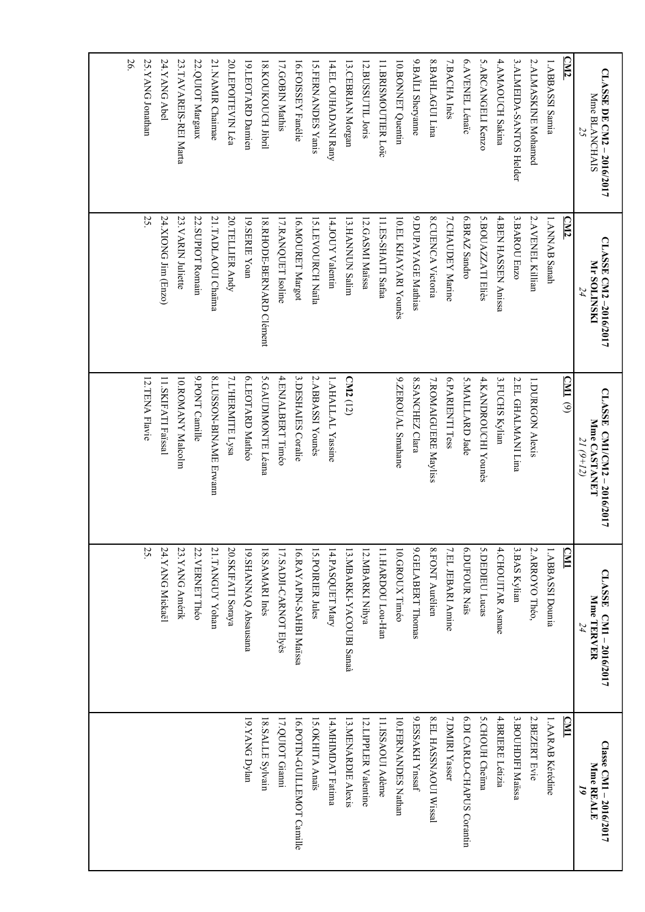| CLASSE DE CM2 – 2016/2017<br>Mme BLANCHAIS<br>*25* | CLASSE CM2 –2016/2017<br>Mr SOLINSKI<br>*24* | CLASSE CM1/CM2 – 2016/2017<br>Mme CASTANET<br>*21 (9+12)* | CLASSE CM1 – 2016/2017<br>Mme TERVER<br>*24* | Classe CM1 – 2016/2017<br>Mme REALE<br>*19* |
|---|---|---|---|---|
| **CM2** | **CM2** | **CM1** (9) | **CM1** | **CM1** |
| 1.ABBASSI Samia | 1.ANNAB Sanah | 1.DURIGON Alexis | 1.ABBASSI Dounia | 1.AARAB Kérédine |
| 2.ALMASKINE Mohamed | 2.AVENEL Killian | 2.EL GHALMANI Lina | 2.ARROYO Théo, | 2.BEZERT Evie |
| 3.ALMEIDA-SANTOS Helder | 3.BAROU Enzo | 3.FUCHS Kylian | 3.BAS Kylian | 3.BOUHDJFI Maïssa |
| 4.AMAOUCH Sakina | 4.BEN HASSEN Anissa | 4.KANDROUCHI Younès | 4.CHOUITAR Asmae | 4.BRIERE Létizia |
| 5.ARCANGELI Kenzo | 5.BOUAZZATI Eliès | 5.MAILLARD Jade | 5.DEDIEU Lucas | 5.CHOUH Cheïma |
| 6.AVENEL Lénaïc | 6.BRAZ Sandro | 6.PARIENTI Tess | 6.DUFOUR Naïs | 6.DI CARLO-CHAPUS Corantin |
| 7.BACHA Inès | 7.CHAUDEY Marine | 7.ROMAIGUERE Mayliss | 7.EL JEBARI Amine | 7.DMIRI Yasser |
| 8.BAHLAGUI Lina | 8.CUENCA Victoria | 8.SANCHEZ Clara | 8.FONT Aurélien | 8.EL HASSNAOUI Wissal |
| 9.BAÏLI Sheryanne | 9.DUPAYAGE Mathias | 9.ZEROUAL Smahane | 9.GELABERT Thomas | 9.ESSAKH Yrssaf |
| 10.BONNET Quentin | 10.EL KHAYARI Younès | | 10.GROUX Timéo | 10.FERNANDES Nathan |
| 11.BRISMOUTIER Loïc | 11.ES-SHAITI Safaa | **CM2** (12) | 11.HARDOU Lou-Han | 11.ISSAOUI Adème |
| 12.BUSSUTIL Joris | 12.GASMI Maïssa | 1.AHALLAL Yassine | 12.MBARKI Nihya | 12.LIPPLER Valentine |
| 13.CEBRIAN Morgan | 13.HANNUN Salim | 2.ABBASSI Younès | 13.MBARKI-YACOUBI Sanaà | 13.MENARDIE Alexis |
| 14.EL OUHADANI Rany | 14.JOUY Valentin | 3.DESHAIES Coralie | 14.PASQUET Mary | 14.MHIMDAT Fatima |
| 15.FERNANDES Yanis | 15.LEVOURCH Naïla | 4.ENJALBERT Timéo | 15.POIRIER Jules | 15.OKHITA Anaïs |
| 16.FOISSEY Fanélie | 16.MOURET Margot | 5.GAUDIMONTE Léana | 16.RAYAPIN-SAHBI Maïssa | 16.POTIN-GUILLEMOT Camille |
| 17.GOBIN Mathis | 17.RANQUET Isoline | 6.LEOTARD Mathéo | 17.SADJI-CARNOT Elyès | 17.QUIOT Gianni |
| 18.KOUKOUCH Jibril | 18.RHODE-BERNARD Clément | 7.LHERMITE Lysa | 18.SAMARI Inès | 18.SALLE Sylvain |
| 19.LEOTARD Damien | 19.SERIE Yoan | 8.LUSSON-BINAME Erwann | 19.SHANNAQ Absausana | 19.YANG Dylan |
| 20.LEPOITEVIN Léa | 20.TELLIER Andy | 9.PONT Camille | 20.SKIFATI Soraya | |
| 21.NAMIR Chaimae | 21.TADLAOUI Chaïma | 10.ROMANY Malcolm | 21.TANGUY Yohan | |
| 22.QUIOT Margaux | 22.SUPIOT Romain | 11.SKIFATI Faïssal | 22.VERNET Théo | |
| 23.TAVAREIS-REI Marta | 23.VARIN Juliette | 12.TENA Flavie | 23.YANG Amérik | |
| 24.YANG Abel | 24.XIONG Jim (Enzo) | | 24.YANG Mickaël | |
| 25.YANG Jonathan | 25. | | 25. | |
| 26. | | | | |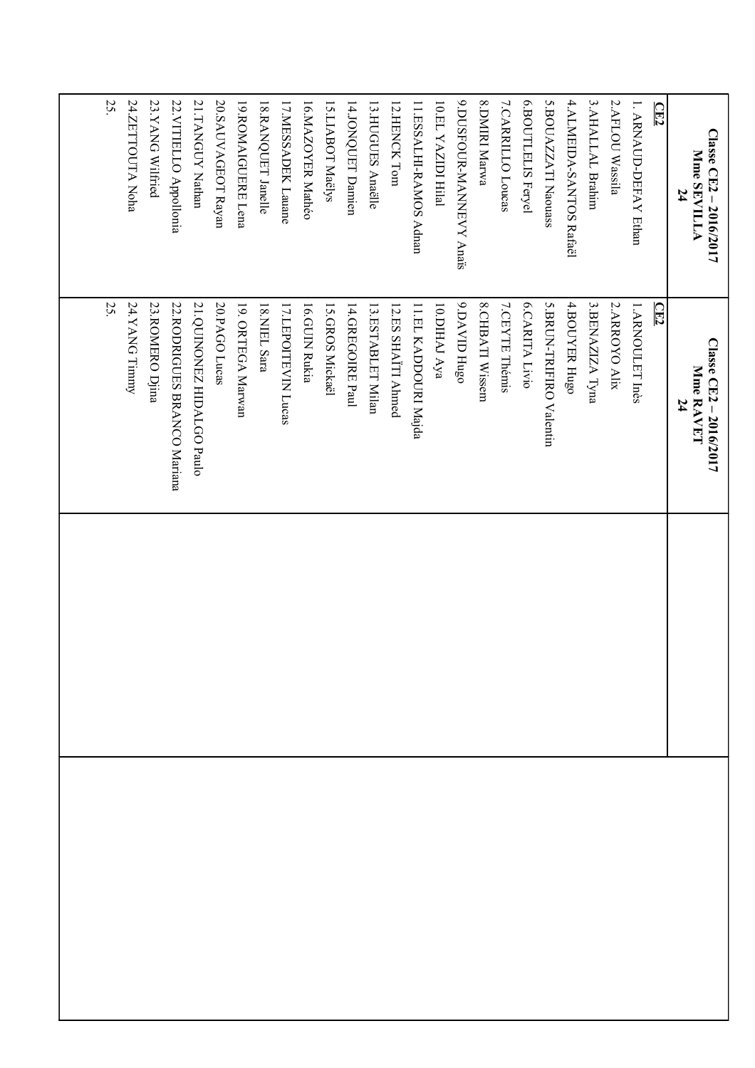| Classe CE2 – 2016/2017<br>Mme SEVILLA<br>24 | Classe CE2 – 2016/2017<br>Mme RAVET<br>24 | |
|---|---|---|
| **CE2**<br>1. ARNAUD-DEFAY Ethan<br>2.AFLOU Wassila<br>3.AHALLAL Brahim<br>4.ALMEIDA-SANTOS Rafaël<br>5.BOUAZZATI Naouass<br>6.BOUTLELIS Feryel<br>7.CARRILLO Loucas<br>8.DMIRI Marwa<br>9.DUSFOUR-MANNEVY Anaïs<br>10.EL YAZIDI Hilal<br>11.ESSALHI-RAMOS Adnan<br>12.HENCK Tom<br>13.HUGUES Anaëlle<br>14.JONQUET Damien<br>15.LIABOT Maëlys<br>16.MAZOYER Mathéo<br>17.MESSADEK Lauane<br>18.RANQUET Janelle<br>19.ROMAIGUERE Lena<br>20.SAUVAGEOT Rayan<br>21.TANGUY Nathan<br>22.VITIELLO Appollonia<br>23.YANG Wilfried<br>24.ZETTOUTA Noha<br>25. | **CE2**<br>1.ARNOULET Inès<br>2.ARROYO Alix<br>3.BENAZIZA Tyna<br>4.BOUYER Hugo<br>5.BRUN-TRIFIRO Valentin<br>6.CARITA Livio<br>7.CEYTE Thémis<br>8.CHBATI Wissem<br>9.DAVID Hugo<br>10.DIHAJ Aya<br>11.EL KADDOURI Majda<br>12.ES SHAÏTI Ahmed<br>13.ESTABLET Milan<br>14.GREGOIRE Paul<br>15.GROS Mickaël<br>16.GUIN Rukia<br>17.LEPOITEVIN Lucas<br>18.NIEL Sara<br>19. ORTEGA Marwan<br>20.PAGO Lucas<br>21.QUINONEZ HIDALGO Paulo<br>22.RODRIGUES BRANCO Mariana<br>23.ROMERO Djina<br>24.YANG Timmy<br>25. | |